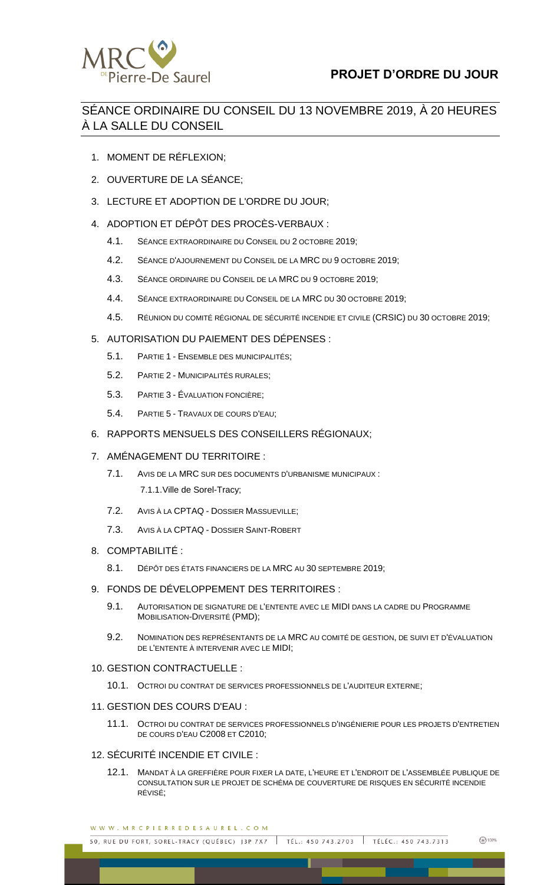# PROJET D'ORDRE DU JOUR

## SÉANCE ORDINAIRE DU CONSEIL DU 13 NOVEMBRE 2019, À 20 HEURES À LA SALLE DU CONSEIL

1. MOMENT DE RÉFLEXION;
2. OUVERTURE DE LA SÉANCE;
3. LECTURE ET ADOPTION DE L'ORDRE DU JOUR;
4. ADOPTION ET DÉPÔT DES PROCÈS-VERBAUX :
   - 4.1. SÉANCE EXTRAORDINAIRE DU CONSEIL DU 2 OCTOBRE 2019;
   - 4.2. SÉANCE D'AJOURNEMENT DU CONSEIL DE LA MRC DU 9 OCTOBRE 2019;
   - 4.3. SÉANCE ORDINAIRE DU CONSEIL DE LA MRC DU 9 OCTOBRE 2019;
   - 4.4. SÉANCE EXTRAORDINAIRE DU CONSEIL DE LA MRC DU 30 OCTOBRE 2019;
   - 4.5. RÉUNION DU COMITÉ RÉGIONAL DE SÉCURITÉ INCENDIE ET CIVILE (CRSIC) DU 30 OCTOBRE 2019;
5. AUTORISATION DU PAIEMENT DES DÉPENSES :
   - 5.1. PARTIE 1 - ENSEMBLE DES MUNICIPALITÉS;
   - 5.2. PARTIE 2 - MUNICIPALITÉS RURALES;
   - 5.3. PARTIE 3 - ÉVALUATION FONCIÈRE;
   - 5.4. PARTIE 5 - TRAVAUX DE COURS D'EAU;
6. RAPPORTS MENSUELS DES CONSEILLERS RÉGIONAUX;
7. AMÉNAGEMENT DU TERRITOIRE :
   - 7.1. AVIS DE LA MRC SUR DES DOCUMENTS D'URBANISME MUNICIPAUX :
     - 7.1.1. Ville de Sorel-Tracy;
   - 7.2. AVIS À LA CPTAQ - DOSSIER MASSUEVILLE;
   - 7.3. AVIS À LA CPTAQ - DOSSIER SAINT-ROBERT
8. COMPTABILITÉ :
   - 8.1. DÉPÔT DES ÉTATS FINANCIERS DE LA MRC AU 30 SEPTEMBRE 2019;
9. FONDS DE DÉVELOPPEMENT DES TERRITOIRES :
   - 9.1. AUTORISATION DE SIGNATURE DE L'ENTENTE AVEC LE MIDI DANS LA CADRE DU PROGRAMME MOBILISATION-DIVERSITÉ (PMD);
   - 9.2. NOMINATION DES REPRÉSENTANTS DE LA MRC AU COMITÉ DE GESTION, DE SUIVI ET D'ÉVALUATION DE L'ENTENTE À INTERVENIR AVEC LE MIDI;
10. GESTION CONTRACTUELLE :
    - 10.1. OCTROI DU CONTRAT DE SERVICES PROFESSIONNELS DE L'AUDITEUR EXTERNE;
11. GESTION DES COURS D'EAU :
    - 11.1. OCTROI DU CONTRAT DE SERVICES PROFESSIONNELS D'INGÉNIERIE POUR LES PROJETS D'ENTRETIEN DE COURS D'EAU C2008 ET C2010;
12. SÉCURITÉ INCENDIE ET CIVILE :
    - 12.1. MANDAT À LA GREFFIÈRE POUR FIXER LA DATE, L'HEURE ET L'ENDROIT DE L'ASSEMBLÉE PUBLIQUE DE CONSULTATION SUR LE PROJET DE SCHÉMA DE COUVERTURE DE RISQUES EN SÉCURITÉ INCENDIE RÉVISÉ;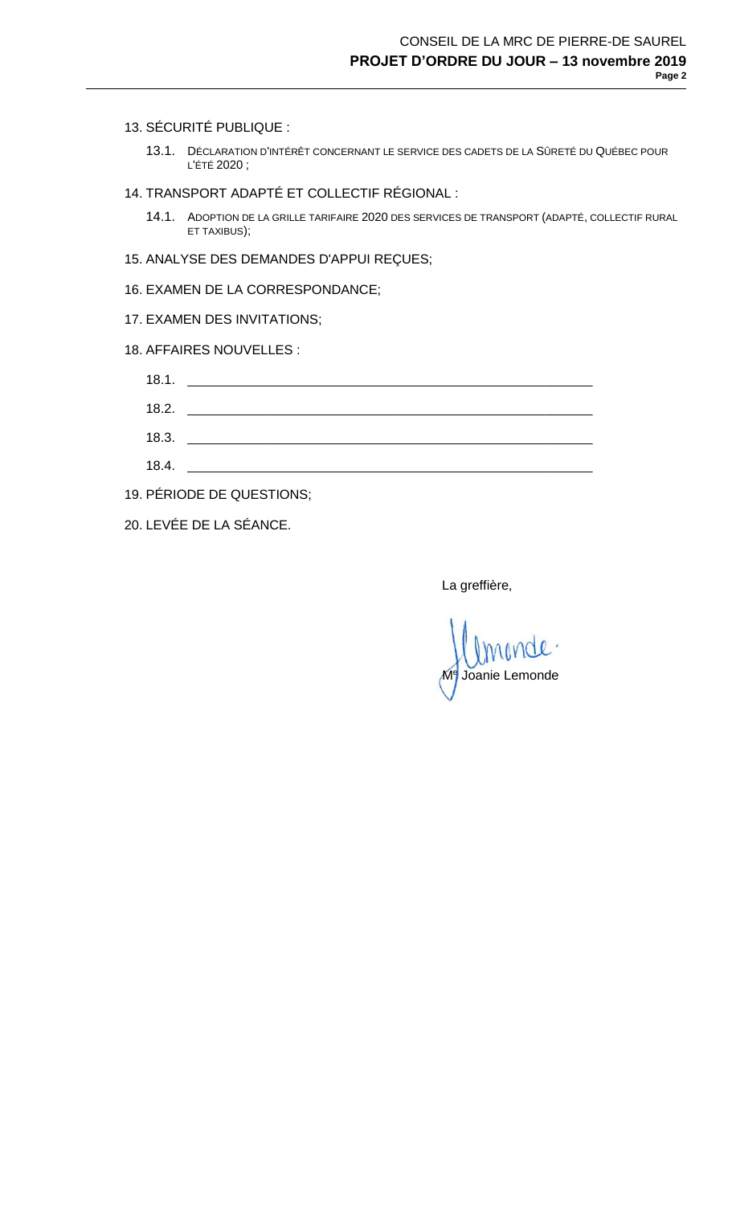13. SÉCURITÉ PUBLIQUE :

    13.1. DÉCLARATION D'INTÉRÊT CONCERNANT LE SERVICE DES CADETS DE LA SÛRETÉ DU QUÉBEC POUR L'ÉTÉ 2020 ;

14. TRANSPORT ADAPTÉ ET COLLECTIF RÉGIONAL :

    14.1. ADOPTION DE LA GRILLE TARIFAIRE 2020 DES SERVICES DE TRANSPORT (ADAPTÉ, COLLECTIF RURAL ET TAXIBUS);

15. ANALYSE DES DEMANDES D'APPUI REÇUES;

16. EXAMEN DE LA CORRESPONDANCE;

17. EXAMEN DES INVITATIONS;

18. AFFAIRES NOUVELLES :

    18.1. ______________________________

    18.2. ______________________________

    18.3. ______________________________

    18.4. ______________________________

19. PÉRIODE DE QUESTIONS;

20. LEVÉE DE LA SÉANCE.

La greffière,

Me Joanie Lemonde